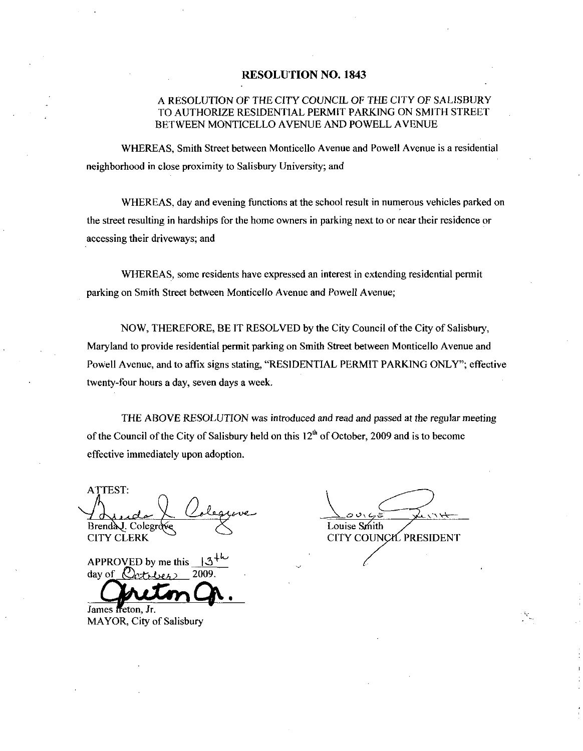# RESOLUTION NO. 1843

## A RESOLUTION OF THE CITY COUNCIL OF THE CITY OF SALISBURY TO AUTHORIZE RESIDENTIAL PERMIT PARKING ON SMITH STREET BETWEEN MONTICELLO AVENUE AND POWELL AVENUE

WHEREAS, Smith Street between Monticello Avenue and Powell Avenue is a residential neighborhood in close proximity to Salisbury University; and

WHEREAS, day and evening functions at the school result in numerous vehicles parked on the street resulting in hardships for the home owners in parking next to or near their residence or accessing their driveways; and

WHEREAS, some residents have expressed an interest in extending residential permit parking on Smith Street between Monticello Avenue and Powell Avenue;

NOW, THEREFORE, BE IT RESOLVED by the City Council of the City of Salisbury, Maryland to provide residential permit parking on Smith Street between Monticello Avenue and Powell Avenue, and to affix signs stating, "RESIDENTIAL PERMIT PARKING ONLY"; effective twenty-four hours a day, seven days a week.

THE ABOVE RESOLUTION was introduced and read and passed at the regular meeting of the Council of the City of Salisbury held on this 12th of October, 2009 and is to become effective immediately upon adoption.

ATTEST:

Brenda J. Colegrove
CITY CLERK

Louise Smith
CITY COUNCIL PRESIDENT

APPROVED by me this 13th day of October 2009.

James Ireton, Jr.
MAYOR, City of Salisbury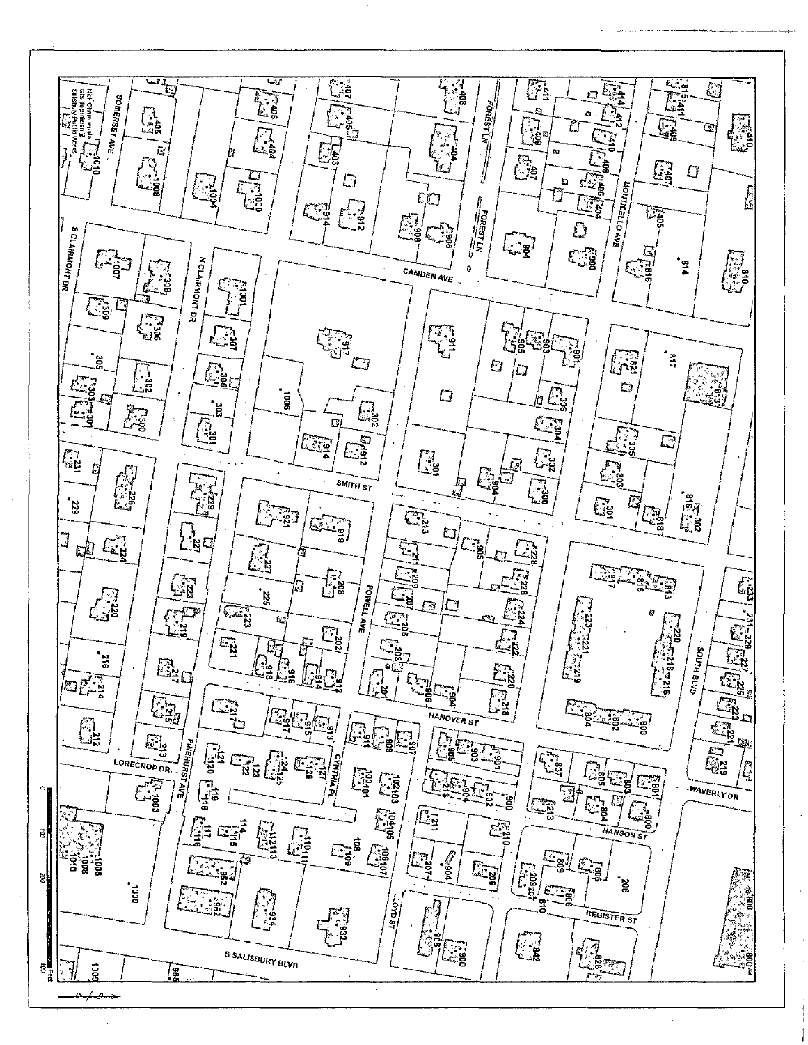Neil Chamberlain
GIS Technician 2
Salisbury Public Works

0 100 200 400 Feet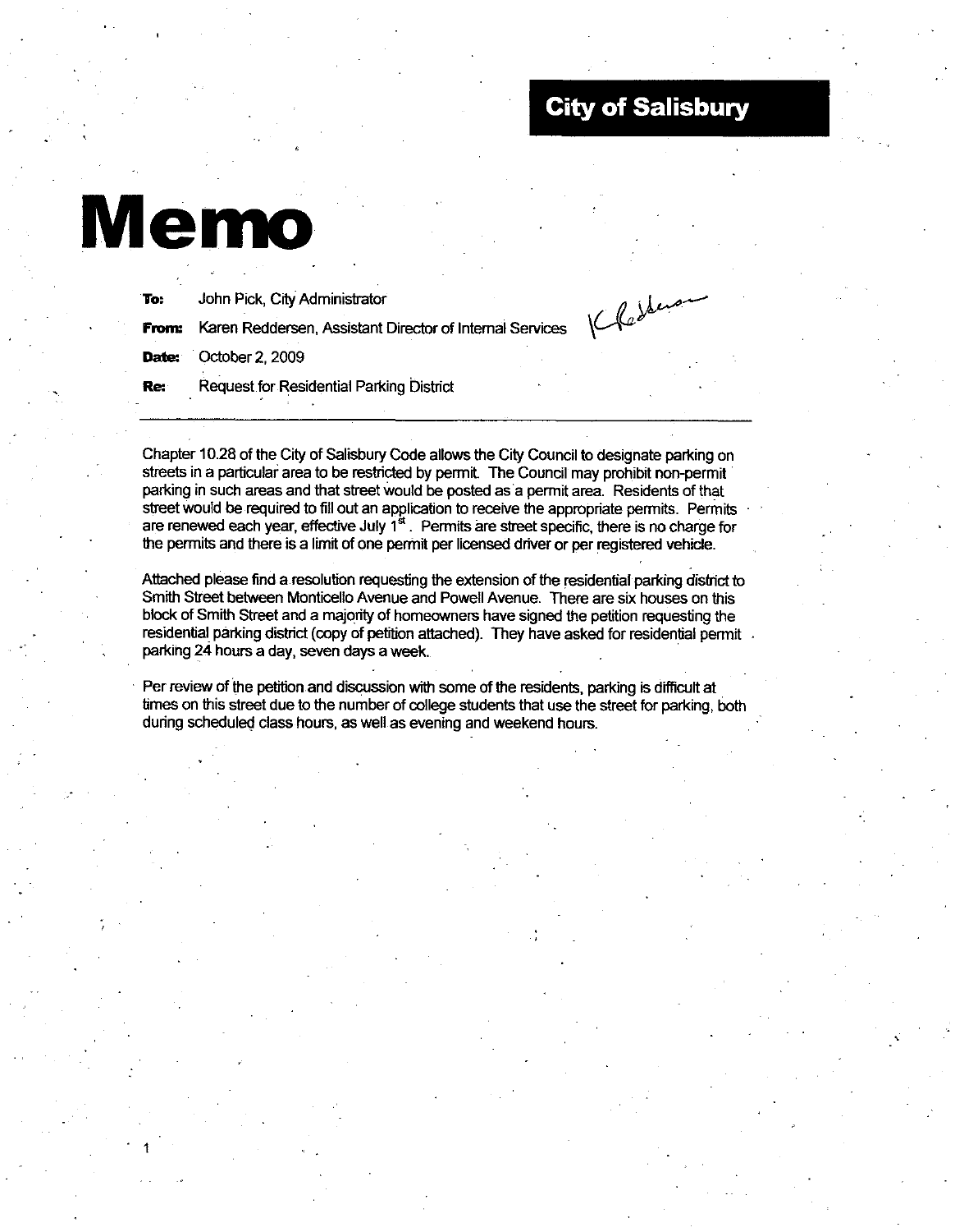**City of Salisbury**

# Memo

**To:** John Pick, City Administrator

**From:** Karen Reddersen, Assistant Director of Internal Services

**Date:** October 2, 2009

**Re:** Request for Residential Parking District

---

Chapter 10.28 of the City of Salisbury Code allows the City Council to designate parking on streets in a particular area to be restricted by permit. The Council may prohibit non-permit parking in such areas and that street would be posted as a permit area. Residents of that street would be required to fill out an application to receive the appropriate permits. Permits are renewed each year, effective July 1st. Permits are street specific, there is no charge for the permits and there is a limit of one permit per licensed driver or per registered vehicle.

Attached please find a resolution requesting the extension of the residential parking district to Smith Street between Monticello Avenue and Powell Avenue. There are six houses on this block of Smith Street and a majority of homeowners have signed the petition requesting the residential parking district (copy of petition attached). They have asked for residential permit parking 24 hours a day, seven days a week.

Per review of the petition and discussion with some of the residents, parking is difficult at times on this street due to the number of college students that use the street for parking, both during scheduled class hours, as well as evening and weekend hours.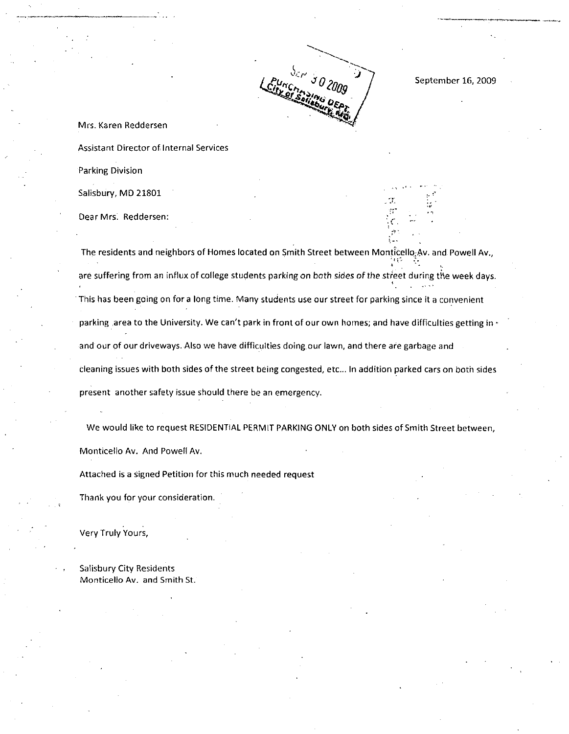SEP 30 2009
PURCHASING DEPT.
City of Salisbury, MD

September 16, 2009

Mrs. Karen Reddersen

Assistant Director of Internal Services

Parking Division

Salisbury, MD 21801

Dear Mrs. Reddersen:

The residents and neighbors of Homes located on Smith Street between Monticello Av. and Powell Av., are suffering from an influx of college students parking on both sides of the street during the week days. This has been going on for a long time. Many students use our street for parking since it a convenient parking area to the University. We can't park in front of our own homes; and have difficulties getting in and our of our driveways. Also we have difficulties doing our lawn, and there are garbage and cleaning issues with both sides of the street being congested, etc... In addition parked cars on both sides present another safety issue should there be an emergency.

We would like to request RESIDENTIAL PERMIT PARKING ONLY on both sides of Smith Street between, Monticello Av. And Powell Av.

Attached is a signed Petition for this much needed request

Thank you for your consideration.

Very Truly Yours,

Salisbury City Residents
Monticello Av. and Smith St.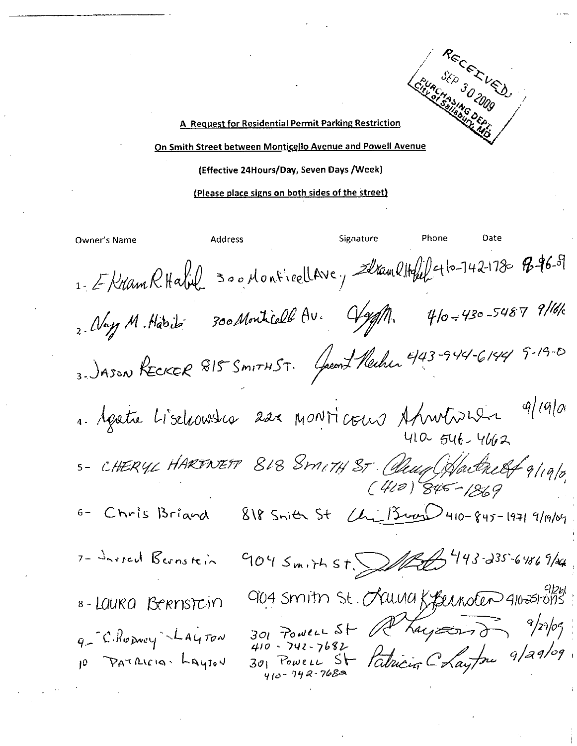RECEIVED
SEP 30 2009
PURCHASING DEPT.
City of Salisbury, MD

A Request for Residential Permit Parking Restriction

On Smith Street between Monticello Avenue and Powell Avenue

(Effective 24Hours/Day, Seven Days /Week)

(Please place signs on both sides of the street)

| Owner's Name | Address | Signature | Phone | Date |
|---|---|---|---|---|
| 1- Ekram R. Habib | 300 Monticell Ave. | Ekram R. Habib | 410-742-1780 | 9-16-09 |
| 2- Nagy M. Habib | 300 Monticello Av. | Nagy M. | 410-430-5487 | 9/16/0 |
| 3- JASON RECKER | 815 SMITH ST. | Jason Recker | 443-944-6144 | 9-19-0 |
| 4- Agata Lischowska | 22x MONTICELLO | A. Lischowska | 410 546-4662 | 9/19/0 |
| 5- CHERYL HARTNETT | 818 SMITH ST | Cheryl Hartnett | (410) 845-1869 | 9/19/0 |
| 6- Chris Briand | 818 Smith St | Chris Briand | 410-845-1971 | 9/19/09 |
| 7- Jared Bernstein | 904 Smith St. | J. Bernstein | 443-235-6486 | 9/20 |
| 8- LAURA BERNSTEIN | 904 Smith St. | Laura K Bernstein | 410-251-0195 | 9/20/ |
| 9- C. RODNEY LAYTON | 301 POWELL ST | R Layton | 410-742-7682 | 9/29/09 |
| 10 PATRICIA LAYTON | 301 POWELL ST | Patricia C Layton | 410-742-7682 | 9/29/09 |